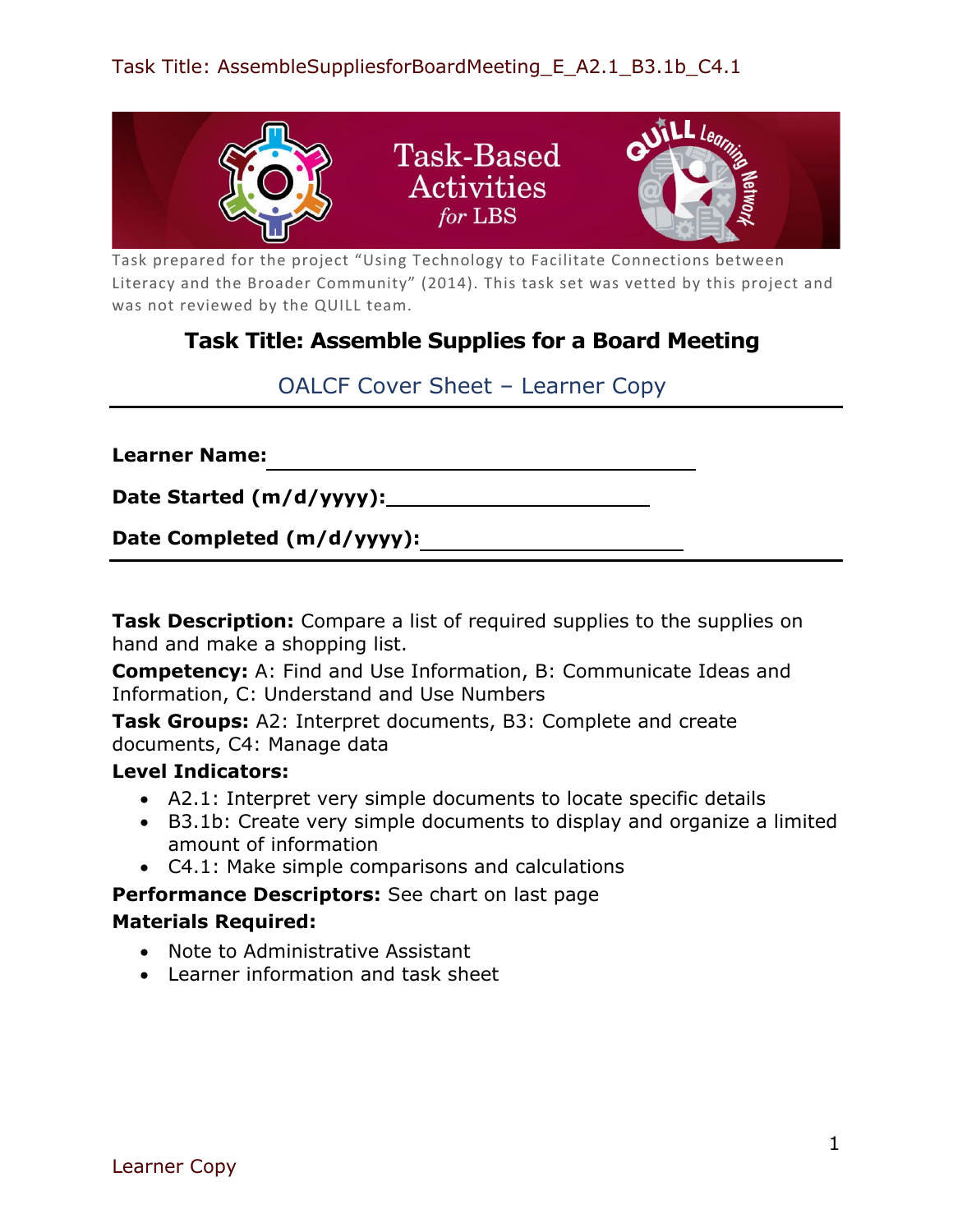Task prepared for the project "Using Technology to Facilitate Connections between Literacy and the Broader Community" (2014). This task set was vetted by this project and was not reviewed by the QUILL team.

# Task Title: Assemble Supplies for a Board Meeting

## OALCF Cover Sheet – Learner Copy

**Learner Name:** ______________________________

**Date Started (m/d/yyyy):** ______________________

**Date Completed (m/d/yyyy):** ______________________

**Task Description:** Compare a list of required supplies to the supplies on hand and make a shopping list.

**Competency:** A: Find and Use Information, B: Communicate Ideas and Information, C: Understand and Use Numbers

**Task Groups:** A2: Interpret documents, B3: Complete and create documents, C4: Manage data

**Level Indicators:**

- A2.1: Interpret very simple documents to locate specific details
- B3.1b: Create very simple documents to display and organize a limited amount of information
- C4.1: Make simple comparisons and calculations

**Performance Descriptors:** See chart on last page

**Materials Required:**

- Note to Administrative Assistant
- Learner information and task sheet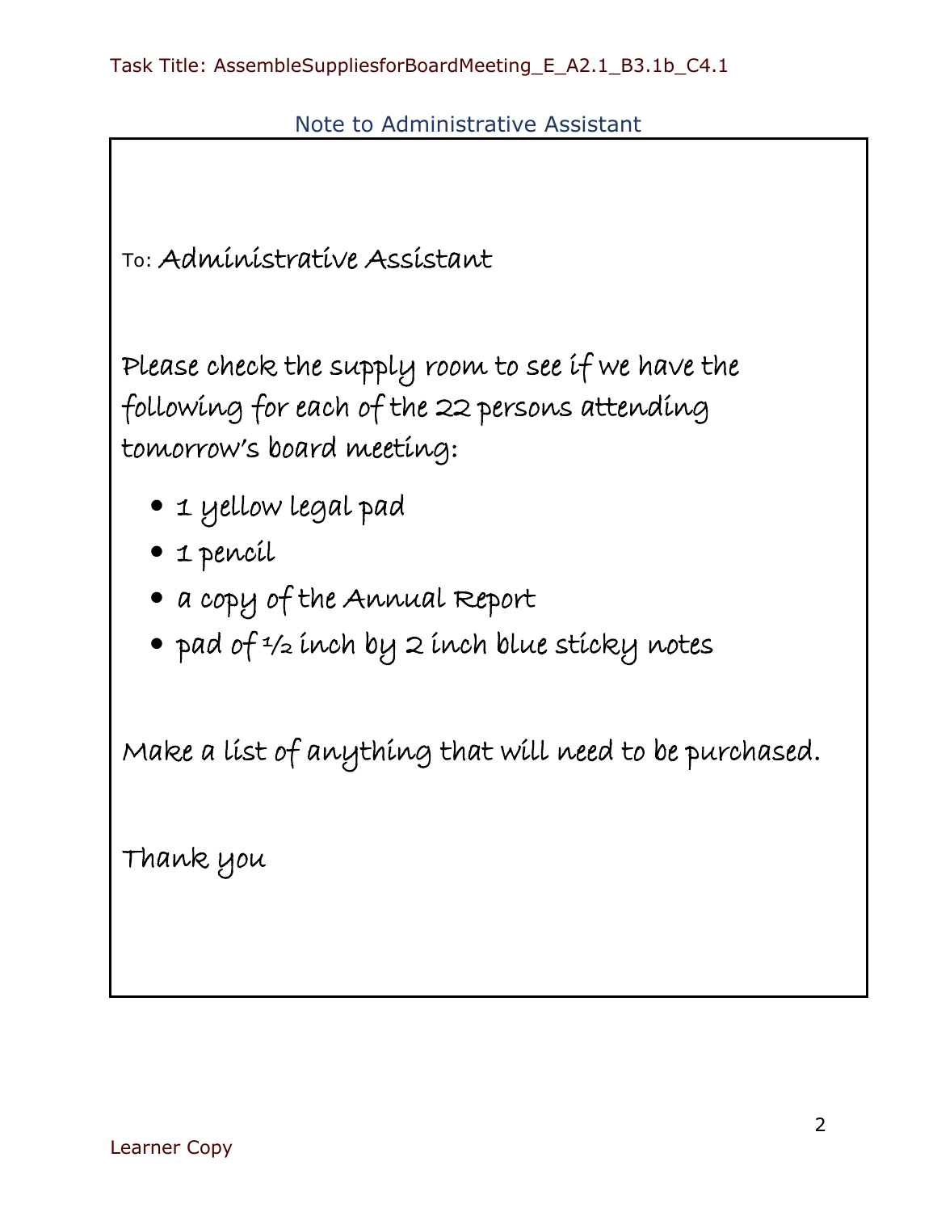Task Title: AssembleSuppliesforBoardMeeting_E_A2.1_B3.1b_C4.1

## Note to Administrative Assistant

To: Administrative Assistant

Please check the supply room to see if we have the following for each of the 22 persons attending tomorrow's board meeting:

- 1 yellow legal pad
- 1 pencil
- a copy of the Annual Report
- pad of ½ inch by 2 inch blue sticky notes

Make a list of anything that will need to be purchased.

Thank you

Learner Copy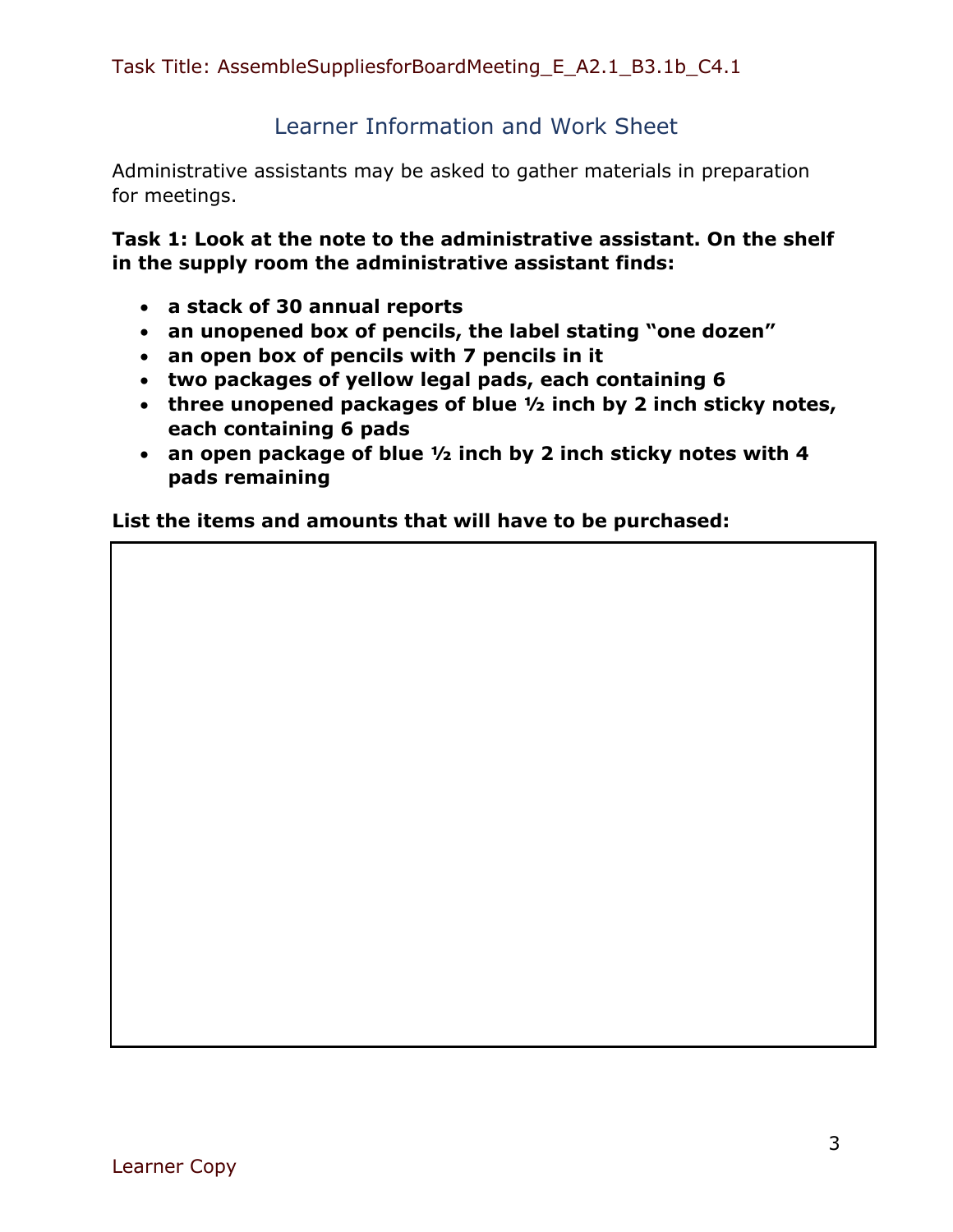Task Title: AssembleSuppliesforBoardMeeting_E_A2.1_B3.1b_C4.1

## Learner Information and Work Sheet

Administrative assistants may be asked to gather materials in preparation for meetings.

**Task 1: Look at the note to the administrative assistant. On the shelf in the supply room the administrative assistant finds:**

- **a stack of 30 annual reports**
- **an unopened box of pencils, the label stating "one dozen"**
- **an open box of pencils with 7 pencils in it**
- **two packages of yellow legal pads, each containing 6**
- **three unopened packages of blue ½ inch by 2 inch sticky notes, each containing 6 pads**
- **an open package of blue ½ inch by 2 inch sticky notes with 4 pads remaining**

**List the items and amounts that will have to be purchased:**

Learner Copy